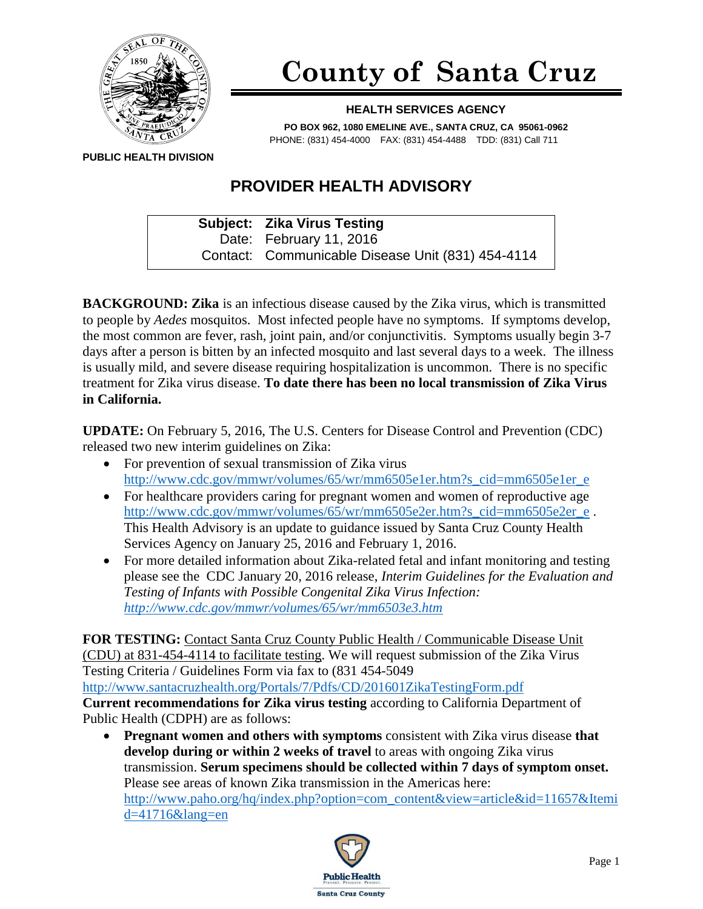# County of Santa Cruz

**HEALTH SERVICES AGENCY**

**PO BOX 962, 1080 EMELINE AVE., SANTA CRUZ, CA 95061-0962**
PHONE: (831) 454-4000 FAX: (831) 454-4488 TDD: (831) Call 711

**PUBLIC HEALTH DIVISION**

## PROVIDER HEALTH ADVISORY

**Subject: Zika Virus Testing**
Date: February 11, 2016
Contact: Communicable Disease Unit (831) 454-4114

**BACKGROUND: Zika** is an infectious disease caused by the Zika virus, which is transmitted to people by *Aedes* mosquitos. Most infected people have no symptoms. If symptoms develop, the most common are fever, rash, joint pain, and/or conjunctivitis. Symptoms usually begin 3-7 days after a person is bitten by an infected mosquito and last several days to a week. The illness is usually mild, and severe disease requiring hospitalization is uncommon. There is no specific treatment for Zika virus disease. **To date there has been no local transmission of Zika Virus in California.**

**UPDATE:** On February 5, 2016, The U.S. Centers for Disease Control and Prevention (CDC) released two new interim guidelines on Zika:

- For prevention of sexual transmission of Zika virus http://www.cdc.gov/mmwr/volumes/65/wr/mm6505e1er.htm?s_cid=mm6505e1er_e
- For healthcare providers caring for pregnant women and women of reproductive age http://www.cdc.gov/mmwr/volumes/65/wr/mm6505e2er.htm?s_cid=mm6505e2er_e . This Health Advisory is an update to guidance issued by Santa Cruz County Health Services Agency on January 25, 2016 and February 1, 2016.
- For more detailed information about Zika-related fetal and infant monitoring and testing please see the CDC January 20, 2016 release, *Interim Guidelines for the Evaluation and Testing of Infants with Possible Congenital Zika Virus Infection: http://www.cdc.gov/mmwr/volumes/65/wr/mm6503e3.htm*

**FOR TESTING:** Contact Santa Cruz County Public Health / Communicable Disease Unit (CDU) at 831-454-4114 to facilitate testing. We will request submission of the Zika Virus Testing Criteria / Guidelines Form via fax to (831 454-5049
http://www.santacruzhealth.org/Portals/7/Pdfs/CD/201601ZikaTestingForm.pdf
**Current recommendations for Zika virus testing** according to California Department of Public Health (CDPH) are as follows:

- **Pregnant women and others with symptoms** consistent with Zika virus disease **that develop during or within 2 weeks of travel** to areas with ongoing Zika virus transmission. **Serum specimens should be collected within 7 days of symptom onset.** Please see areas of known Zika transmission in the Americas here: http://www.paho.org/hq/index.php?option=com_content&view=article&id=11657&Itemid=41716&lang=en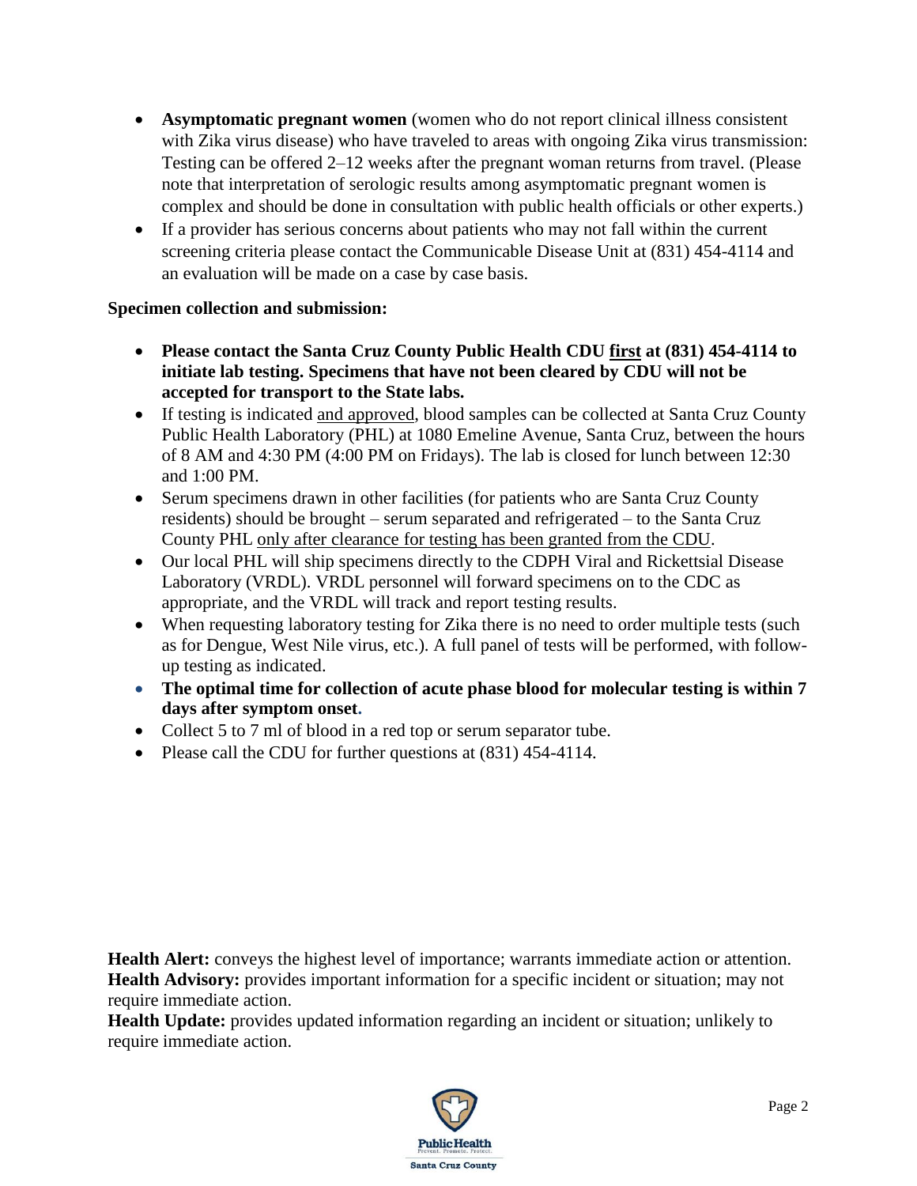- **Asymptomatic pregnant women** (women who do not report clinical illness consistent with Zika virus disease) who have traveled to areas with ongoing Zika virus transmission: Testing can be offered 2–12 weeks after the pregnant woman returns from travel. (Please note that interpretation of serologic results among asymptomatic pregnant women is complex and should be done in consultation with public health officials or other experts.)
- If a provider has serious concerns about patients who may not fall within the current screening criteria please contact the Communicable Disease Unit at (831) 454-4114 and an evaluation will be made on a case by case basis.

**Specimen collection and submission:**

- **Please contact the Santa Cruz County Public Health CDU first at (831) 454-4114 to initiate lab testing. Specimens that have not been cleared by CDU will not be accepted for transport to the State labs.**
- If testing is indicated and approved, blood samples can be collected at Santa Cruz County Public Health Laboratory (PHL) at 1080 Emeline Avenue, Santa Cruz, between the hours of 8 AM and 4:30 PM (4:00 PM on Fridays). The lab is closed for lunch between 12:30 and 1:00 PM.
- Serum specimens drawn in other facilities (for patients who are Santa Cruz County residents) should be brought – serum separated and refrigerated – to the Santa Cruz County PHL only after clearance for testing has been granted from the CDU.
- Our local PHL will ship specimens directly to the CDPH Viral and Rickettsial Disease Laboratory (VRDL). VRDL personnel will forward specimens on to the CDC as appropriate, and the VRDL will track and report testing results.
- When requesting laboratory testing for Zika there is no need to order multiple tests (such as for Dengue, West Nile virus, etc.). A full panel of tests will be performed, with follow-up testing as indicated.
- **The optimal time for collection of acute phase blood for molecular testing is within 7 days after symptom onset.**
- Collect 5 to 7 ml of blood in a red top or serum separator tube.
- Please call the CDU for further questions at (831) 454-4114.

**Health Alert:** conveys the highest level of importance; warrants immediate action or attention.
**Health Advisory:** provides important information for a specific incident or situation; may not require immediate action.
**Health Update:** provides updated information regarding an incident or situation; unlikely to require immediate action.

Public Health
Prevent. Promote. Protect.
Santa Cruz County